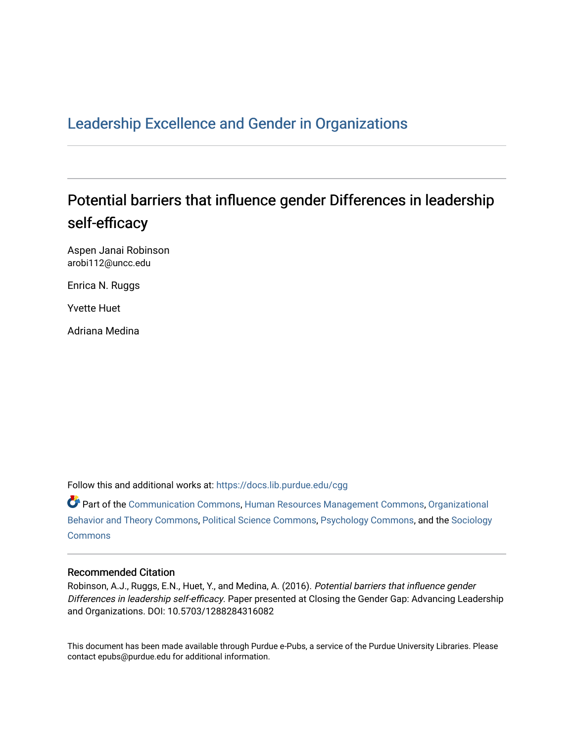# Leadership Excellence and Gender in Organizations

## Potential barriers that influence gender Differences in leadership self-efficacy

Aspen Janai Robinson
arobi112@uncc.edu

Enrica N. Ruggs

Yvette Huet

Adriana Medina

Follow this and additional works at: https://docs.lib.purdue.edu/cgg

Part of the Communication Commons, Human Resources Management Commons, Organizational Behavior and Theory Commons, Political Science Commons, Psychology Commons, and the Sociology Commons

### Recommended Citation

Robinson, A.J., Ruggs, E.N., Huet, Y., and Medina, A. (2016). *Potential barriers that influence gender Differences in leadership self-efficacy*. Paper presented at Closing the Gender Gap: Advancing Leadership and Organizations. DOI: 10.5703/1288284316082

This document has been made available through Purdue e-Pubs, a service of the Purdue University Libraries. Please contact epubs@purdue.edu for additional information.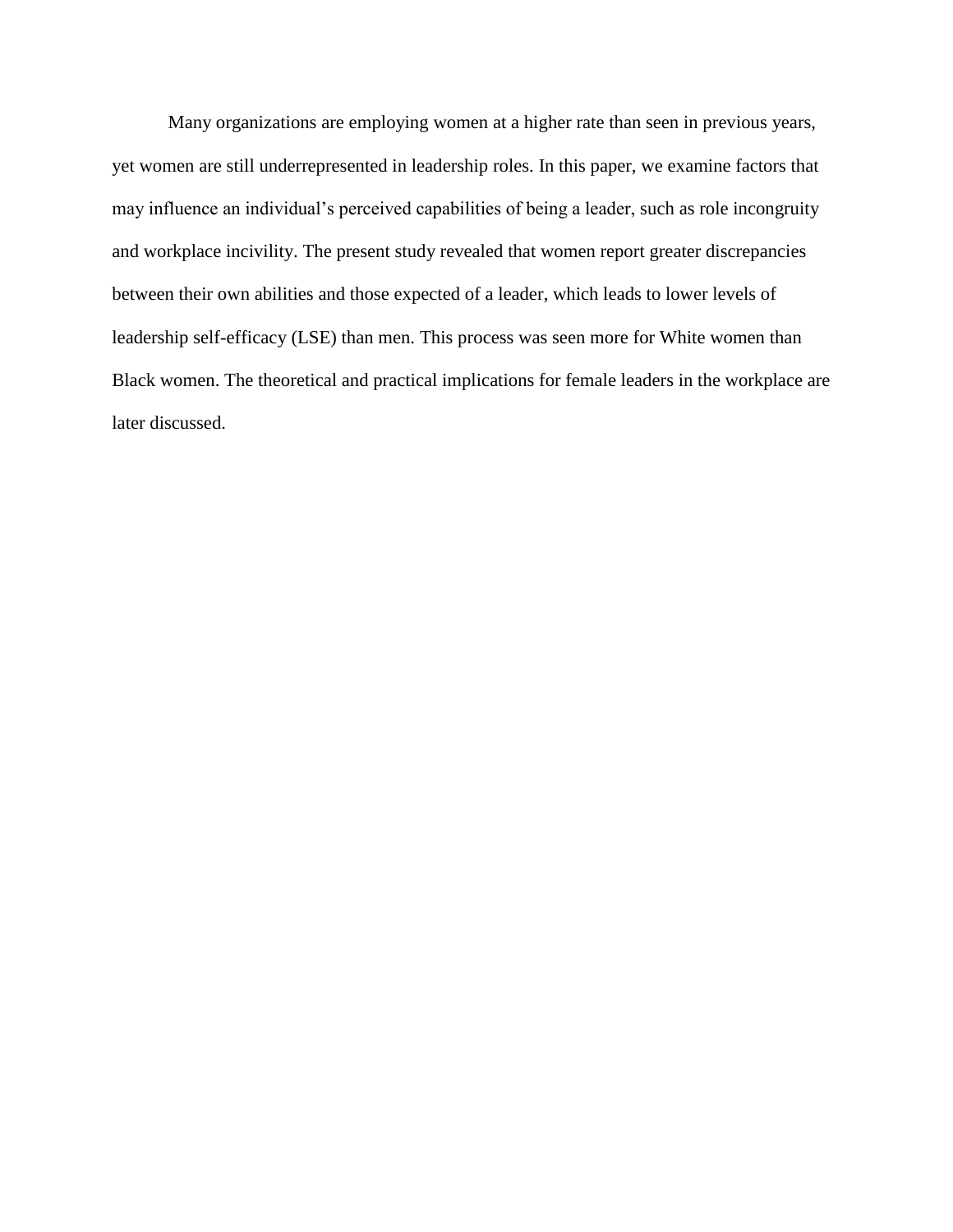Many organizations are employing women at a higher rate than seen in previous years, yet women are still underrepresented in leadership roles. In this paper, we examine factors that may influence an individual's perceived capabilities of being a leader, such as role incongruity and workplace incivility. The present study revealed that women report greater discrepancies between their own abilities and those expected of a leader, which leads to lower levels of leadership self-efficacy (LSE) than men. This process was seen more for White women than Black women. The theoretical and practical implications for female leaders in the workplace are later discussed.